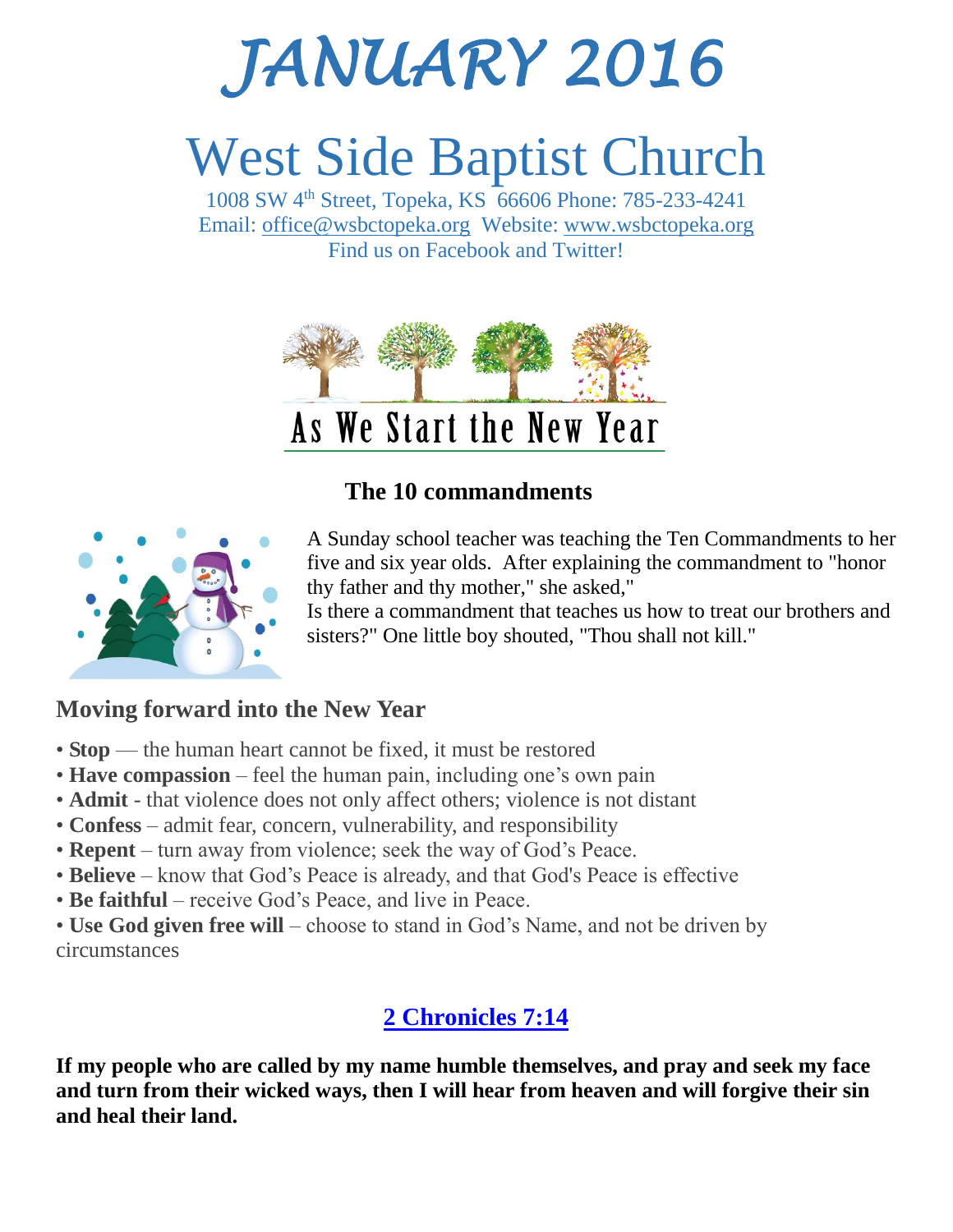# JANUARY 2016

# West Side Baptist Church

1008 SW 4th Street, Topeka, KS 66606 Phone: 785-233-4241
Email: office@wsbctopeka.org Website: www.wsbctopeka.org
Find us on Facebook and Twitter!

## As We Start the New Year

### The 10 commandments

A Sunday school teacher was teaching the Ten Commandments to her five and six year olds. After explaining the commandment to "honor thy father and thy mother," she asked,"
Is there a commandment that teaches us how to treat our brothers and sisters?" One little boy shouted, "Thou shall not kill."

### Moving forward into the New Year

- **Stop** — the human heart cannot be fixed, it must be restored
- **Have compassion** – feel the human pain, including one's own pain
- **Admit** - that violence does not only affect others; violence is not distant
- **Confess** – admit fear, concern, vulnerability, and responsibility
- **Repent** – turn away from violence; seek the way of God's Peace.
- **Believe** – know that God's Peace is already, and that God's Peace is effective
- **Be faithful** – receive God's Peace, and live in Peace.
- **Use God given free will** – choose to stand in God's Name, and not be driven by circumstances

### 2 Chronicles 7:14

**If my people who are called by my name humble themselves, and pray and seek my face and turn from their wicked ways, then I will hear from heaven and will forgive their sin and heal their land.**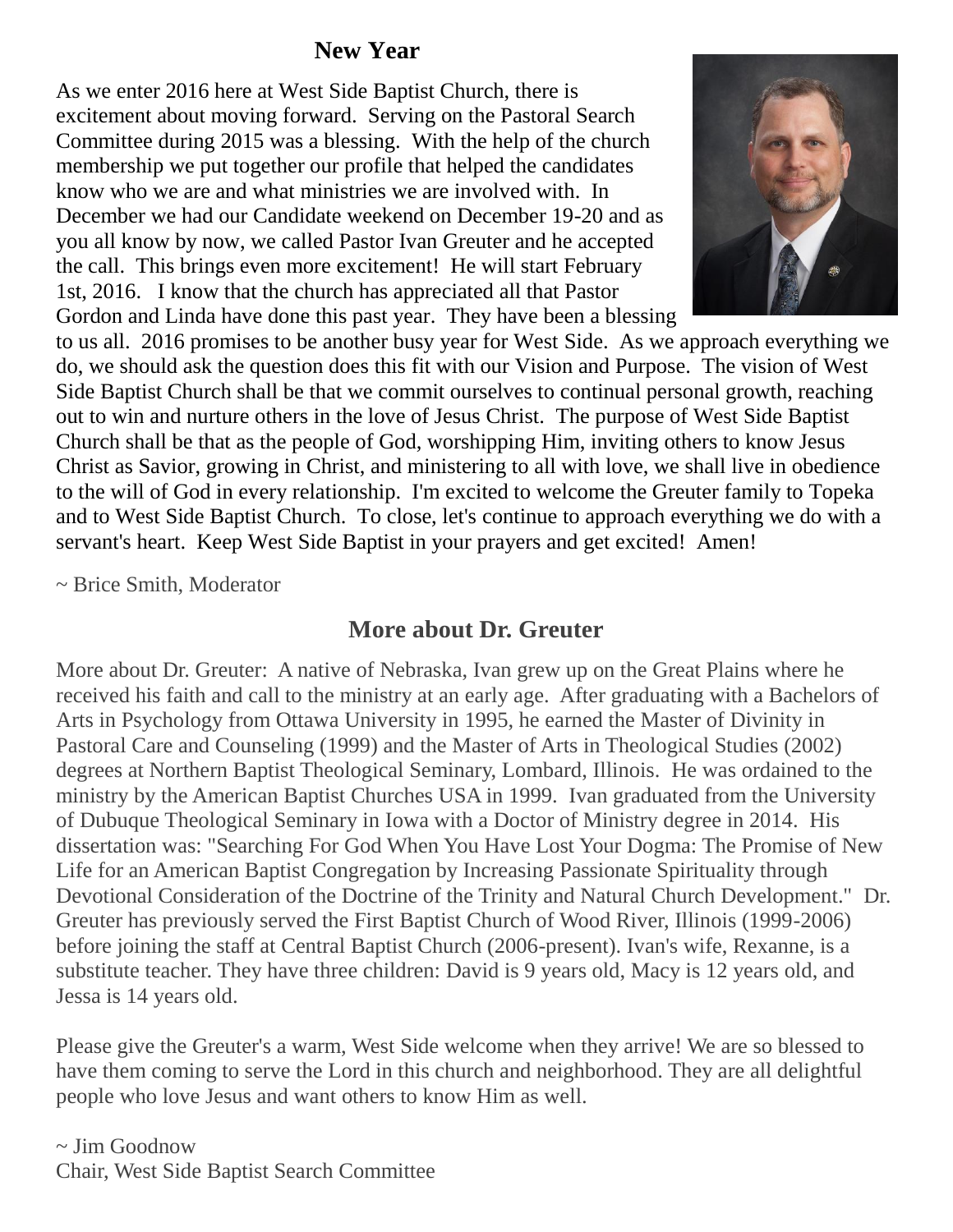## New Year

As we enter 2016 here at West Side Baptist Church, there is excitement about moving forward. Serving on the Pastoral Search Committee during 2015 was a blessing. With the help of the church membership we put together our profile that helped the candidates know who we are and what ministries we are involved with. In December we had our Candidate weekend on December 19-20 and as you all know by now, we called Pastor Ivan Greuter and he accepted the call. This brings even more excitement! He will start February 1st, 2016. I know that the church has appreciated all that Pastor Gordon and Linda have done this past year. They have been a blessing to us all. 2016 promises to be another busy year for West Side. As we approach everything we do, we should ask the question does this fit with our Vision and Purpose. The vision of West Side Baptist Church shall be that we commit ourselves to continual personal growth, reaching out to win and nurture others in the love of Jesus Christ. The purpose of West Side Baptist Church shall be that as the people of God, worshipping Him, inviting others to know Jesus Christ as Savior, growing in Christ, and ministering to all with love, we shall live in obedience to the will of God in every relationship. I'm excited to welcome the Greuter family to Topeka and to West Side Baptist Church. To close, let's continue to approach everything we do with a servant's heart. Keep West Side Baptist in your prayers and get excited! Amen!

~ Brice Smith, Moderator

## More about Dr. Greuter

More about Dr. Greuter: A native of Nebraska, Ivan grew up on the Great Plains where he received his faith and call to the ministry at an early age. After graduating with a Bachelors of Arts in Psychology from Ottawa University in 1995, he earned the Master of Divinity in Pastoral Care and Counseling (1999) and the Master of Arts in Theological Studies (2002) degrees at Northern Baptist Theological Seminary, Lombard, Illinois. He was ordained to the ministry by the American Baptist Churches USA in 1999. Ivan graduated from the University of Dubuque Theological Seminary in Iowa with a Doctor of Ministry degree in 2014. His dissertation was: "Searching For God When You Have Lost Your Dogma: The Promise of New Life for an American Baptist Congregation by Increasing Passionate Spirituality through Devotional Consideration of the Doctrine of the Trinity and Natural Church Development." Dr. Greuter has previously served the First Baptist Church of Wood River, Illinois (1999-2006) before joining the staff at Central Baptist Church (2006-present). Ivan's wife, Rexanne, is a substitute teacher. They have three children: David is 9 years old, Macy is 12 years old, and Jessa is 14 years old.

Please give the Greuter's a warm, West Side welcome when they arrive! We are so blessed to have them coming to serve the Lord in this church and neighborhood. They are all delightful people who love Jesus and want others to know Him as well.

~ Jim Goodnow
Chair, West Side Baptist Search Committee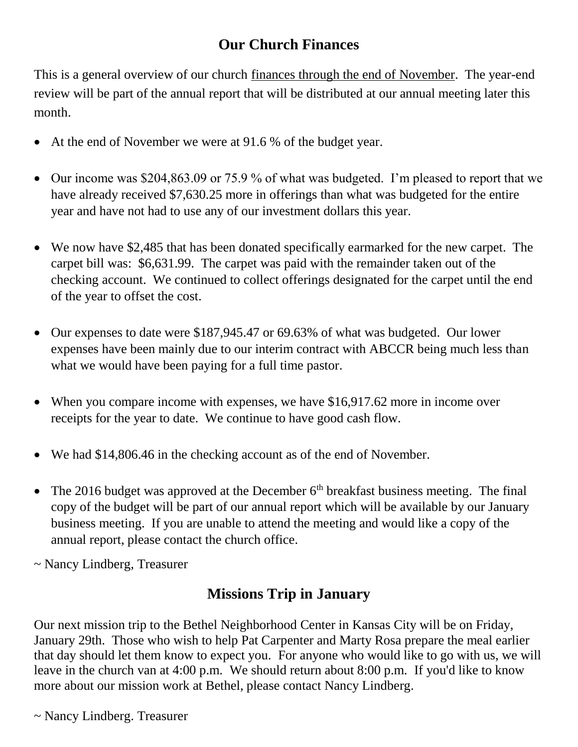## Our Church Finances

This is a general overview of our church finances through the end of November. The year-end review will be part of the annual report that will be distributed at our annual meeting later this month.

- At the end of November we were at 91.6 % of the budget year.
- Our income was $204,863.09 or 75.9 % of what was budgeted. I'm pleased to report that we have already received $7,630.25 more in offerings than what was budgeted for the entire year and have not had to use any of our investment dollars this year.
- We now have $2,485 that has been donated specifically earmarked for the new carpet. The carpet bill was: $6,631.99. The carpet was paid with the remainder taken out of the checking account. We continued to collect offerings designated for the carpet until the end of the year to offset the cost.
- Our expenses to date were $187,945.47 or 69.63% of what was budgeted. Our lower expenses have been mainly due to our interim contract with ABCCR being much less than what we would have been paying for a full time pastor.
- When you compare income with expenses, we have $16,917.62 more in income over receipts for the year to date. We continue to have good cash flow.
- We had $14,806.46 in the checking account as of the end of November.
- The 2016 budget was approved at the December 6th breakfast business meeting. The final copy of the budget will be part of our annual report which will be available by our January business meeting. If you are unable to attend the meeting and would like a copy of the annual report, please contact the church office.

~ Nancy Lindberg, Treasurer

## Missions Trip in January

Our next mission trip to the Bethel Neighborhood Center in Kansas City will be on Friday, January 29th. Those who wish to help Pat Carpenter and Marty Rosa prepare the meal earlier that day should let them know to expect you. For anyone who would like to go with us, we will leave in the church van at 4:00 p.m. We should return about 8:00 p.m. If you'd like to know more about our mission work at Bethel, please contact Nancy Lindberg.

~ Nancy Lindberg. Treasurer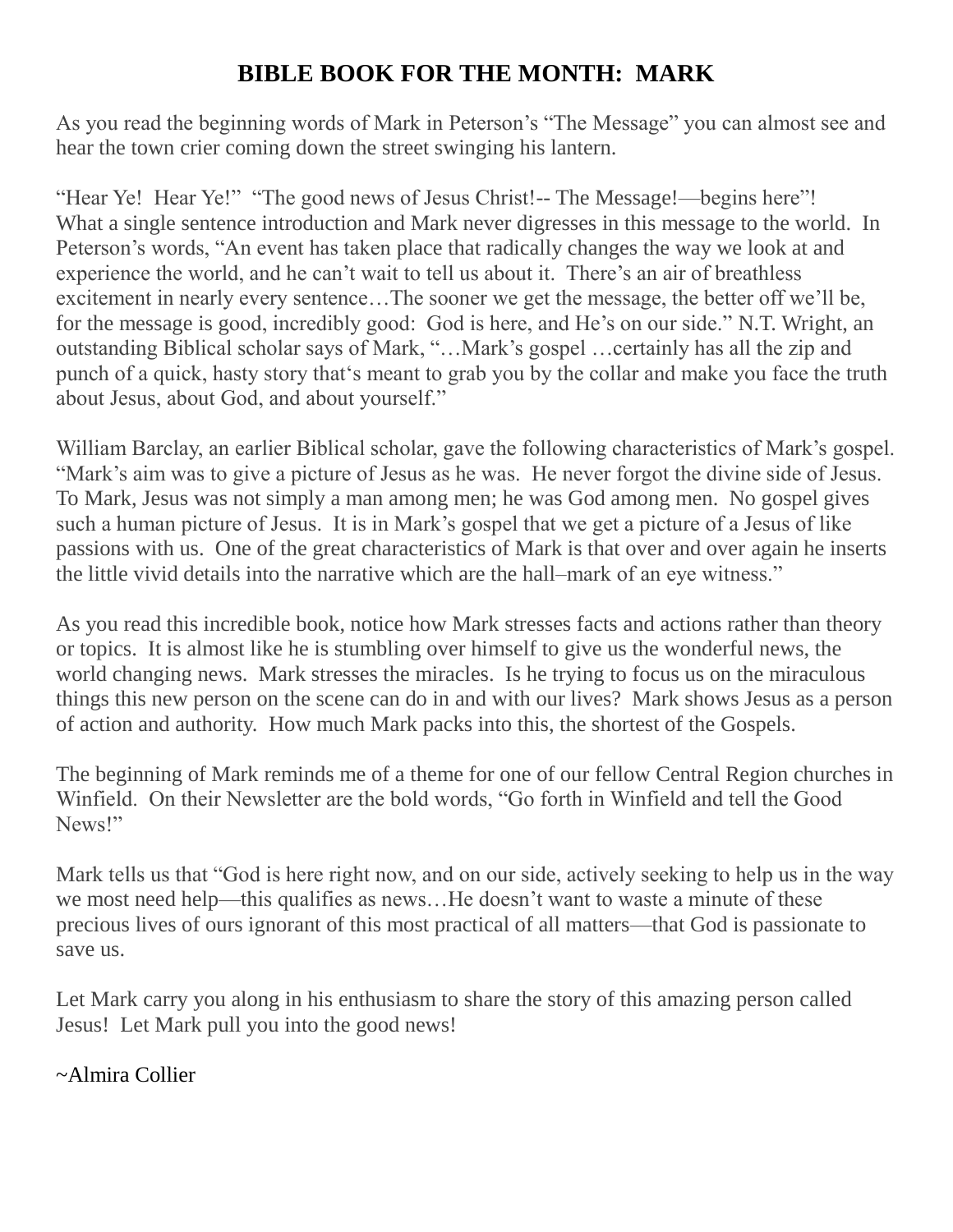# BIBLE BOOK FOR THE MONTH: MARK

As you read the beginning words of Mark in Peterson's "The Message" you can almost see and hear the town crier coming down the street swinging his lantern.

"Hear Ye! Hear Ye!" "The good news of Jesus Christ!-- The Message!—begins here"! What a single sentence introduction and Mark never digresses in this message to the world. In Peterson's words, "An event has taken place that radically changes the way we look at and experience the world, and he can't wait to tell us about it. There's an air of breathless excitement in nearly every sentence…The sooner we get the message, the better off we'll be, for the message is good, incredibly good: God is here, and He's on our side." N.T. Wright, an outstanding Biblical scholar says of Mark, "…Mark's gospel …certainly has all the zip and punch of a quick, hasty story that's meant to grab you by the collar and make you face the truth about Jesus, about God, and about yourself."

William Barclay, an earlier Biblical scholar, gave the following characteristics of Mark's gospel. "Mark's aim was to give a picture of Jesus as he was. He never forgot the divine side of Jesus. To Mark, Jesus was not simply a man among men; he was God among men. No gospel gives such a human picture of Jesus. It is in Mark's gospel that we get a picture of a Jesus of like passions with us. One of the great characteristics of Mark is that over and over again he inserts the little vivid details into the narrative which are the hall–mark of an eye witness."

As you read this incredible book, notice how Mark stresses facts and actions rather than theory or topics. It is almost like he is stumbling over himself to give us the wonderful news, the world changing news. Mark stresses the miracles. Is he trying to focus us on the miraculous things this new person on the scene can do in and with our lives? Mark shows Jesus as a person of action and authority. How much Mark packs into this, the shortest of the Gospels.

The beginning of Mark reminds me of a theme for one of our fellow Central Region churches in Winfield. On their Newsletter are the bold words, "Go forth in Winfield and tell the Good News!"

Mark tells us that "God is here right now, and on our side, actively seeking to help us in the way we most need help—this qualifies as news…He doesn't want to waste a minute of these precious lives of ours ignorant of this most practical of all matters—that God is passionate to save us.

Let Mark carry you along in his enthusiasm to share the story of this amazing person called Jesus! Let Mark pull you into the good news!

~Almira Collier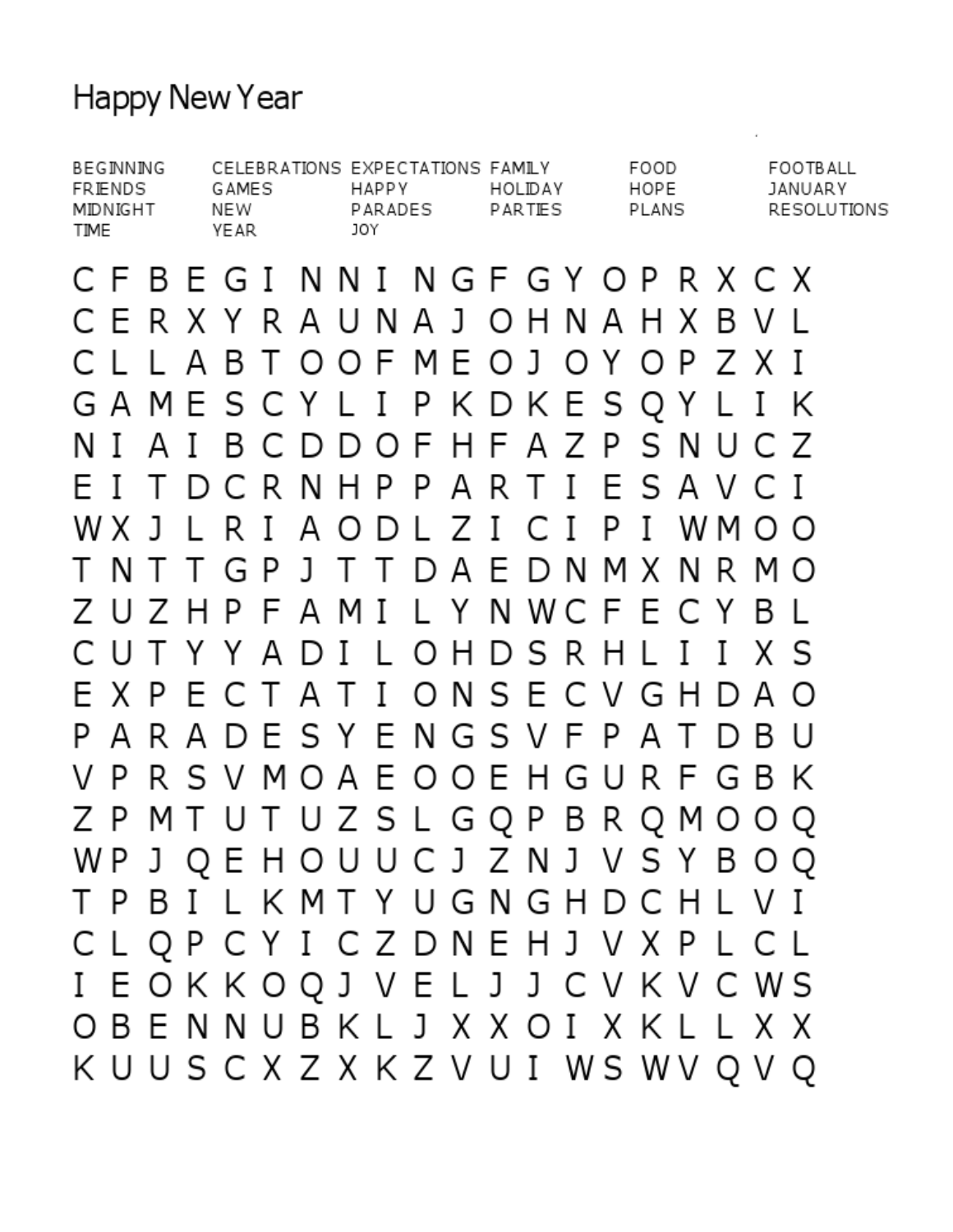# Happy New Year

| | | | | | |
|---|---|---|---|---|---|
| BEGINNING | CELEBRATIONS | EXPECTATIONS | FAMILY | FOOD | FOOTBALL |
| FRIENDS | GAMES | HAPPY | HOLIDAY | HOPE | JANUARY |
| MIDNIGHT | NEW | PARADES | PARTIES | PLANS | RESOLUTIONS |
| TIME | YEAR | JOY | | | |

```
C F B E G I N N I N G F G Y O P R X C X
C E R X Y R A U N A J O H N A H X B V L
C L L A B T O O F M E O J O Y O P Z X I
G A M E S C Y L I P K D K E S Q Y L I K
N I A I B C D D O F H F A Z P S N U C Z
E I T D C R N H P P A R T I E S A V C I
W X J L R I A O D L Z I C I P I W M O O
T N T T G P J T T D A E D N M X N R M O
Z U Z H P F A M I L Y N W C F E C Y B L
C U T Y Y A D I L O H D S R H L I I X S
E X P E C T A T I O N S E C V G H D A O
P A R A D E S Y E N G S V F P A T D B U
V P R S V M O A E O O E H G U R F G B K
Z P M T U T U Z S L G Q P B R Q M O O Q
W P J Q E H O U U C J Z N J V S Y B O Q
T P B I L K M T Y U G N G H D C H L V I
C L Q P C Y I C Z D N E H J V X P L C L
I E O K K O Q J V E L J J C V K V C W S
O B E N N U B K L J X X O I X K L L X X
K U U S C X Z X K Z V U I W S W V Q V Q
```